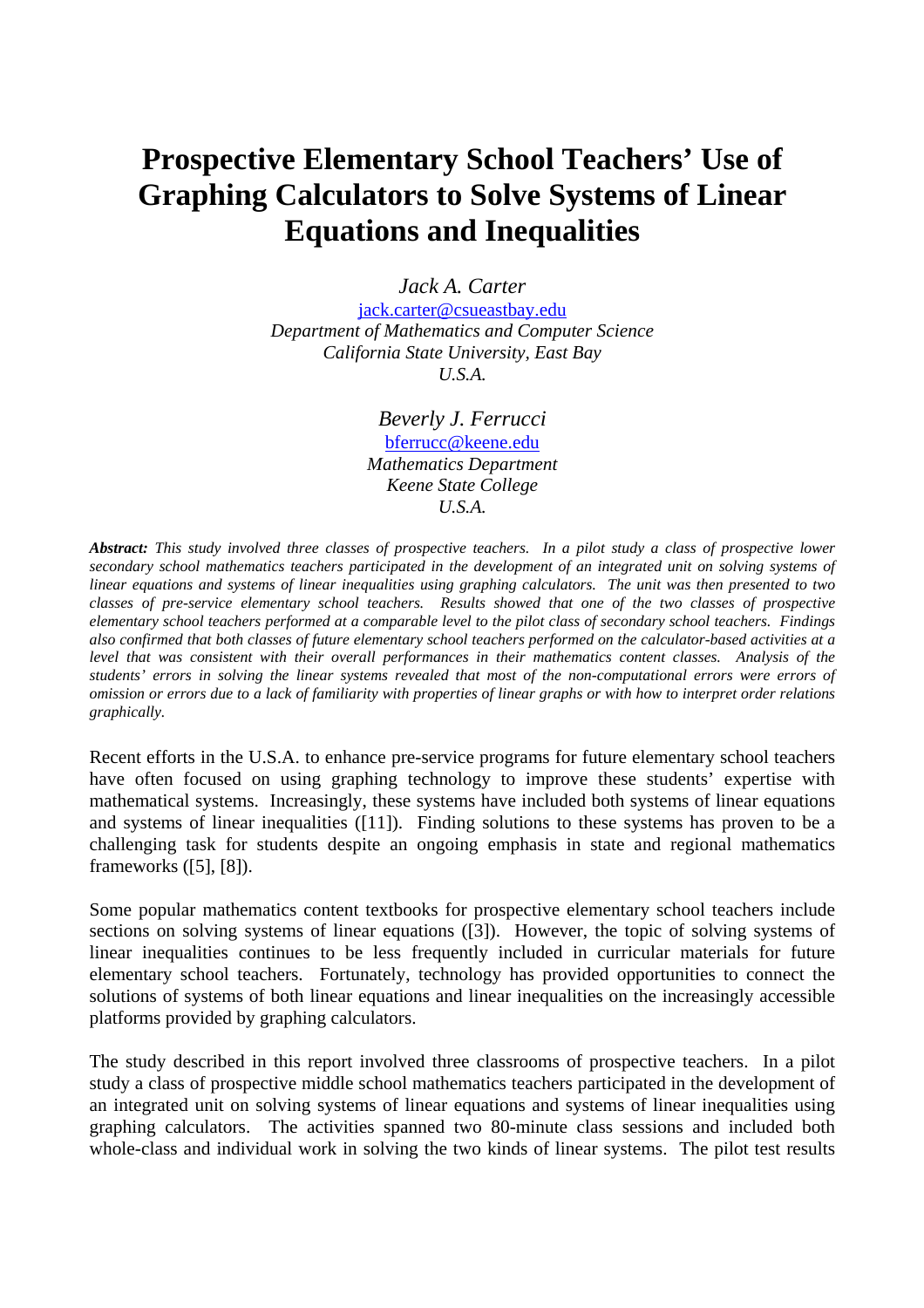# Prospective Elementary School Teachers' Use of Graphing Calculators to Solve Systems of Linear Equations and Inequalities

*Jack A. Carter*
jack.carter@csueastbay.edu
*Department of Mathematics and Computer Science*
*California State University, East Bay*
*U.S.A.*

*Beverly J. Ferrucci*
bferrucc@keene.edu
*Mathematics Department*
*Keene State College*
*U.S.A.*

***Abstract:*** *This study involved three classes of prospective teachers. In a pilot study a class of prospective lower secondary school mathematics teachers participated in the development of an integrated unit on solving systems of linear equations and systems of linear inequalities using graphing calculators. The unit was then presented to two classes of pre-service elementary school teachers. Results showed that one of the two classes of prospective elementary school teachers performed at a comparable level to the pilot class of secondary school teachers. Findings also confirmed that both classes of future elementary school teachers performed on the calculator-based activities at a level that was consistent with their overall performances in their mathematics content classes. Analysis of the students' errors in solving the linear systems revealed that most of the non-computational errors were errors of omission or errors due to a lack of familiarity with properties of linear graphs or with how to interpret order relations graphically.*

Recent efforts in the U.S.A. to enhance pre-service programs for future elementary school teachers have often focused on using graphing technology to improve these students' expertise with mathematical systems. Increasingly, these systems have included both systems of linear equations and systems of linear inequalities ([11]). Finding solutions to these systems has proven to be a challenging task for students despite an ongoing emphasis in state and regional mathematics frameworks ([5], [8]).

Some popular mathematics content textbooks for prospective elementary school teachers include sections on solving systems of linear equations ([3]). However, the topic of solving systems of linear inequalities continues to be less frequently included in curricular materials for future elementary school teachers. Fortunately, technology has provided opportunities to connect the solutions of systems of both linear equations and linear inequalities on the increasingly accessible platforms provided by graphing calculators.

The study described in this report involved three classrooms of prospective teachers. In a pilot study a class of prospective middle school mathematics teachers participated in the development of an integrated unit on solving systems of linear equations and systems of linear inequalities using graphing calculators. The activities spanned two 80-minute class sessions and included both whole-class and individual work in solving the two kinds of linear systems. The pilot test results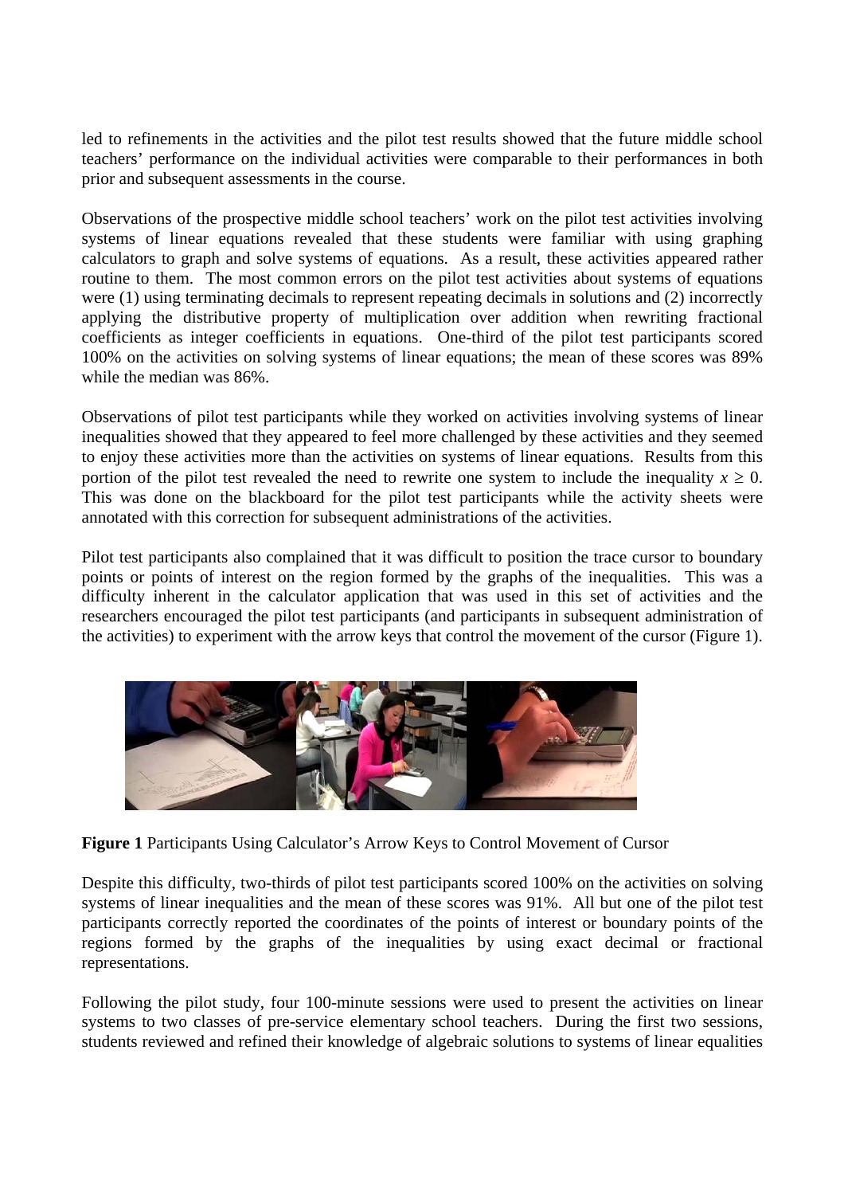led to refinements in the activities and the pilot test results showed that the future middle school teachers' performance on the individual activities were comparable to their performances in both prior and subsequent assessments in the course.

Observations of the prospective middle school teachers' work on the pilot test activities involving systems of linear equations revealed that these students were familiar with using graphing calculators to graph and solve systems of equations. As a result, these activities appeared rather routine to them. The most common errors on the pilot test activities about systems of equations were (1) using terminating decimals to represent repeating decimals in solutions and (2) incorrectly applying the distributive property of multiplication over addition when rewriting fractional coefficients as integer coefficients in equations. One-third of the pilot test participants scored 100% on the activities on solving systems of linear equations; the mean of these scores was 89% while the median was 86%.

Observations of pilot test participants while they worked on activities involving systems of linear inequalities showed that they appeared to feel more challenged by these activities and they seemed to enjoy these activities more than the activities on systems of linear equations. Results from this portion of the pilot test revealed the need to rewrite one system to include the inequality $x \geq 0$. This was done on the blackboard for the pilot test participants while the activity sheets were annotated with this correction for subsequent administrations of the activities.

Pilot test participants also complained that it was difficult to position the trace cursor to boundary points or points of interest on the region formed by the graphs of the inequalities. This was a difficulty inherent in the calculator application that was used in this set of activities and the researchers encouraged the pilot test participants (and participants in subsequent administration of the activities) to experiment with the arrow keys that control the movement of the cursor (Figure 1).

**Figure 1** Participants Using Calculator's Arrow Keys to Control Movement of Cursor

Despite this difficulty, two-thirds of pilot test participants scored 100% on the activities on solving systems of linear inequalities and the mean of these scores was 91%. All but one of the pilot test participants correctly reported the coordinates of the points of interest or boundary points of the regions formed by the graphs of the inequalities by using exact decimal or fractional representations.

Following the pilot study, four 100-minute sessions were used to present the activities on linear systems to two classes of pre-service elementary school teachers. During the first two sessions, students reviewed and refined their knowledge of algebraic solutions to systems of linear equalities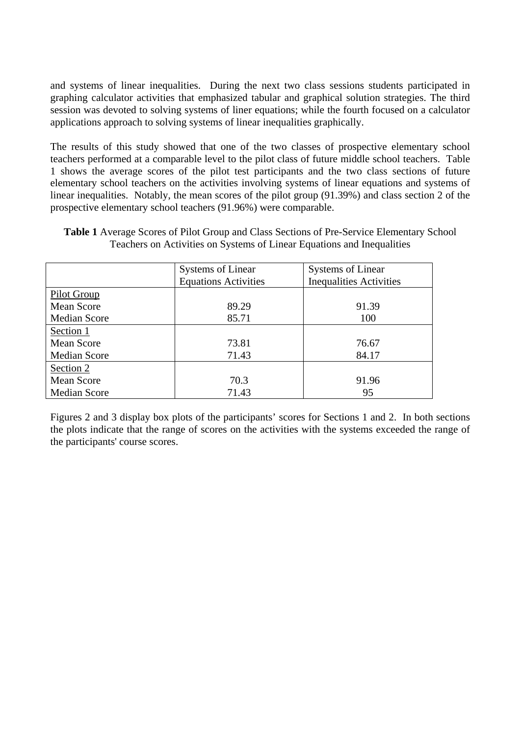and systems of linear inequalities. During the next two class sessions students participated in graphing calculator activities that emphasized tabular and graphical solution strategies. The third session was devoted to solving systems of liner equations; while the fourth focused on a calculator applications approach to solving systems of linear inequalities graphically.

The results of this study showed that one of the two classes of prospective elementary school teachers performed at a comparable level to the pilot class of future middle school teachers. Table 1 shows the average scores of the pilot test participants and the two class sections of future elementary school teachers on the activities involving systems of linear equations and systems of linear inequalities. Notably, the mean scores of the pilot group (91.39%) and class section 2 of the prospective elementary school teachers (91.96%) were comparable.

**Table 1** Average Scores of Pilot Group and Class Sections of Pre-Service Elementary School Teachers on Activities on Systems of Linear Equations and Inequalities

| | Systems of Linear Equations Activities | Systems of Linear Inequalities Activities |
|---|---|---|
| Pilot Group | | |
| Mean Score | 89.29 | 91.39 |
| Median Score | 85.71 | 100 |
| Section 1 | | |
| Mean Score | 73.81 | 76.67 |
| Median Score | 71.43 | 84.17 |
| Section 2 | | |
| Mean Score | 70.3 | 91.96 |
| Median Score | 71.43 | 95 |

Figures 2 and 3 display box plots of the participants' scores for Sections 1 and 2. In both sections the plots indicate that the range of scores on the activities with the systems exceeded the range of the participants' course scores.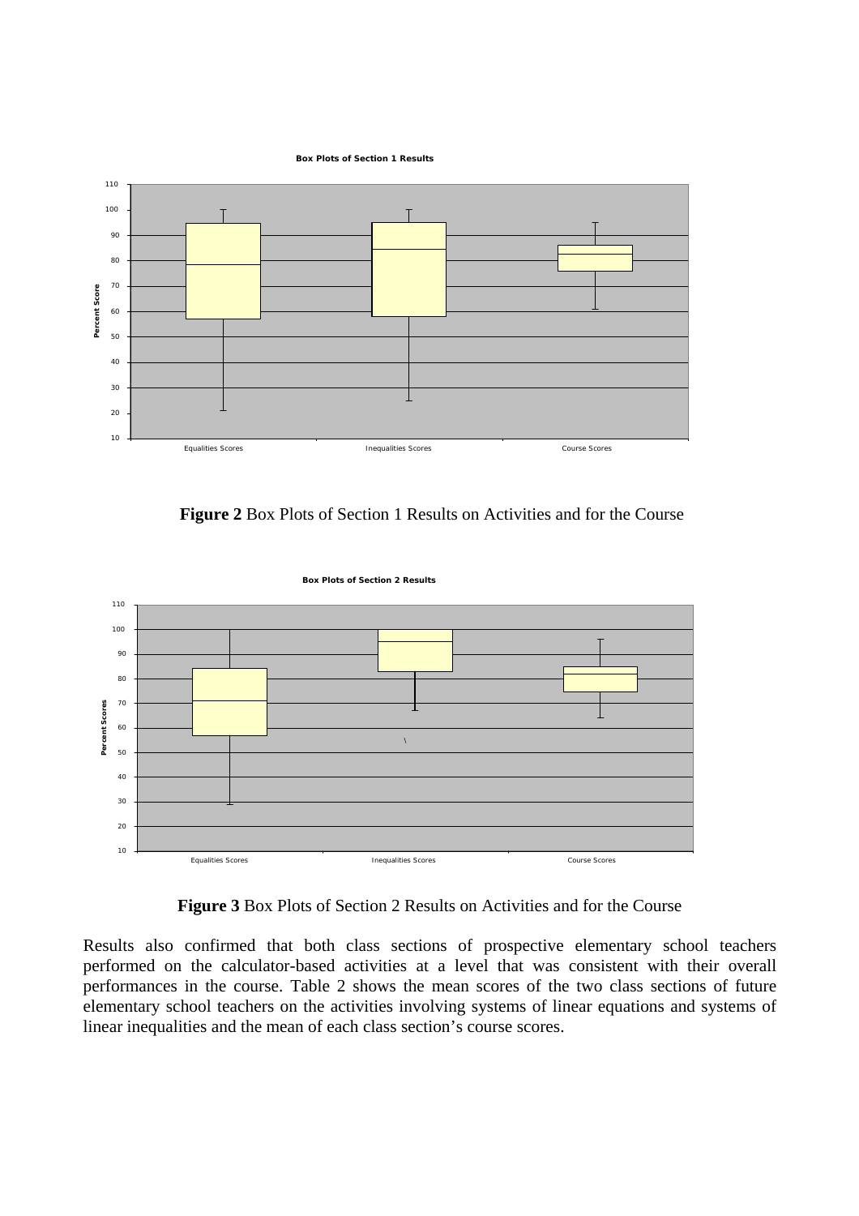**Figure 2** Box Plots of Section 1 Results on Activities and for the Course

**Figure 3** Box Plots of Section 2 Results on Activities and for the Course

Results also confirmed that both class sections of prospective elementary school teachers performed on the calculator-based activities at a level that was consistent with their overall performances in the course. Table 2 shows the mean scores of the two class sections of future elementary school teachers on the activities involving systems of linear equations and systems of linear inequalities and the mean of each class section's course scores.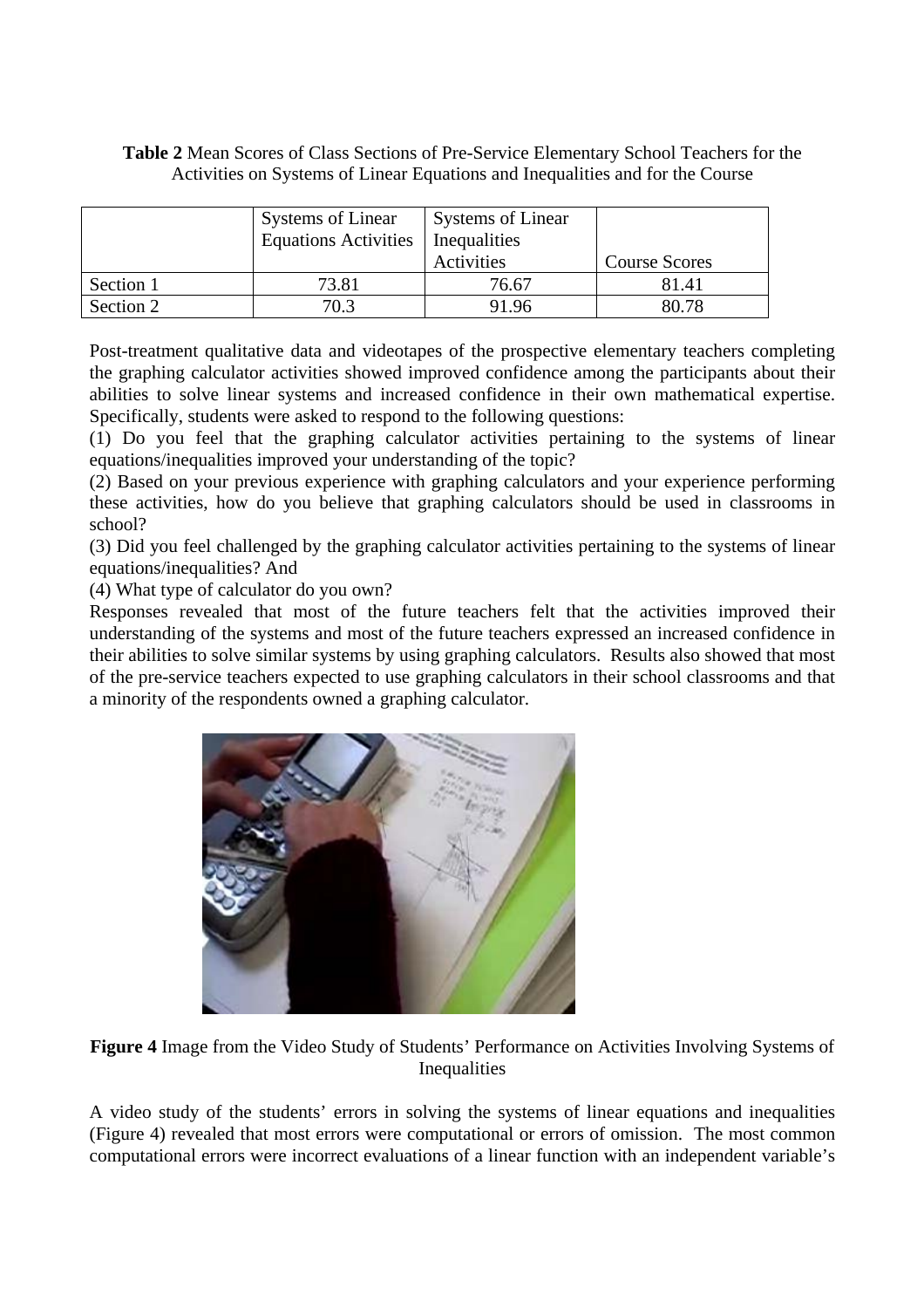**Table 2** Mean Scores of Class Sections of Pre-Service Elementary School Teachers for the Activities on Systems of Linear Equations and Inequalities and for the Course

| | Systems of Linear Equations Activities | Systems of Linear Inequalities Activities | Course Scores |
|---|---|---|---|
| Section 1 | 73.81 | 76.67 | 81.41 |
| Section 2 | 70.3 | 91.96 | 80.78 |

Post-treatment qualitative data and videotapes of the prospective elementary teachers completing the graphing calculator activities showed improved confidence among the participants about their abilities to solve linear systems and increased confidence in their own mathematical expertise. Specifically, students were asked to respond to the following questions:

(1) Do you feel that the graphing calculator activities pertaining to the systems of linear equations/inequalities improved your understanding of the topic?

(2) Based on your previous experience with graphing calculators and your experience performing these activities, how do you believe that graphing calculators should be used in classrooms in school?

(3) Did you feel challenged by the graphing calculator activities pertaining to the systems of linear equations/inequalities? And

(4) What type of calculator do you own?

Responses revealed that most of the future teachers felt that the activities improved their understanding of the systems and most of the future teachers expressed an increased confidence in their abilities to solve similar systems by using graphing calculators. Results also showed that most of the pre-service teachers expected to use graphing calculators in their school classrooms and that a minority of the respondents owned a graphing calculator.

**Figure 4** Image from the Video Study of Students' Performance on Activities Involving Systems of Inequalities

A video study of the students' errors in solving the systems of linear equations and inequalities (Figure 4) revealed that most errors were computational or errors of omission. The most common computational errors were incorrect evaluations of a linear function with an independent variable's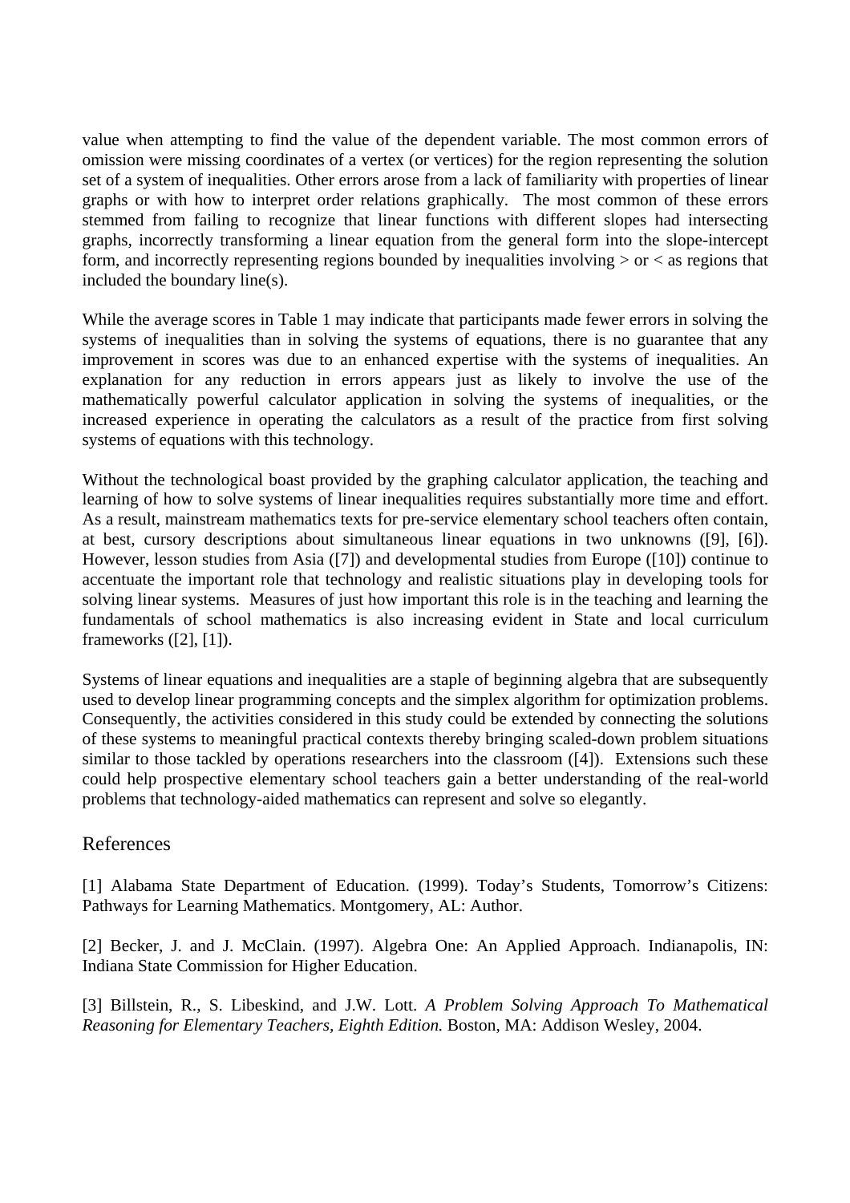value when attempting to find the value of the dependent variable. The most common errors of omission were missing coordinates of a vertex (or vertices) for the region representing the solution set of a system of inequalities. Other errors arose from a lack of familiarity with properties of linear graphs or with how to interpret order relations graphically. The most common of these errors stemmed from failing to recognize that linear functions with different slopes had intersecting graphs, incorrectly transforming a linear equation from the general form into the slope-intercept form, and incorrectly representing regions bounded by inequalities involving > or < as regions that included the boundary line(s).

While the average scores in Table 1 may indicate that participants made fewer errors in solving the systems of inequalities than in solving the systems of equations, there is no guarantee that any improvement in scores was due to an enhanced expertise with the systems of inequalities. An explanation for any reduction in errors appears just as likely to involve the use of the mathematically powerful calculator application in solving the systems of inequalities, or the increased experience in operating the calculators as a result of the practice from first solving systems of equations with this technology.

Without the technological boast provided by the graphing calculator application, the teaching and learning of how to solve systems of linear inequalities requires substantially more time and effort. As a result, mainstream mathematics texts for pre-service elementary school teachers often contain, at best, cursory descriptions about simultaneous linear equations in two unknowns ([9], [6]). However, lesson studies from Asia ([7]) and developmental studies from Europe ([10]) continue to accentuate the important role that technology and realistic situations play in developing tools for solving linear systems. Measures of just how important this role is in the teaching and learning the fundamentals of school mathematics is also increasing evident in State and local curriculum frameworks ([2], [1]).

Systems of linear equations and inequalities are a staple of beginning algebra that are subsequently used to develop linear programming concepts and the simplex algorithm for optimization problems. Consequently, the activities considered in this study could be extended by connecting the solutions of these systems to meaningful practical contexts thereby bringing scaled-down problem situations similar to those tackled by operations researchers into the classroom ([4]). Extensions such these could help prospective elementary school teachers gain a better understanding of the real-world problems that technology-aided mathematics can represent and solve so elegantly.

## References

[1] Alabama State Department of Education. (1999). Today's Students, Tomorrow's Citizens: Pathways for Learning Mathematics. Montgomery, AL: Author.

[2] Becker, J. and J. McClain. (1997). Algebra One: An Applied Approach. Indianapolis, IN: Indiana State Commission for Higher Education.

[3] Billstein, R., S. Libeskind, and J.W. Lott. *A Problem Solving Approach To Mathematical Reasoning for Elementary Teachers, Eighth Edition.* Boston, MA: Addison Wesley, 2004.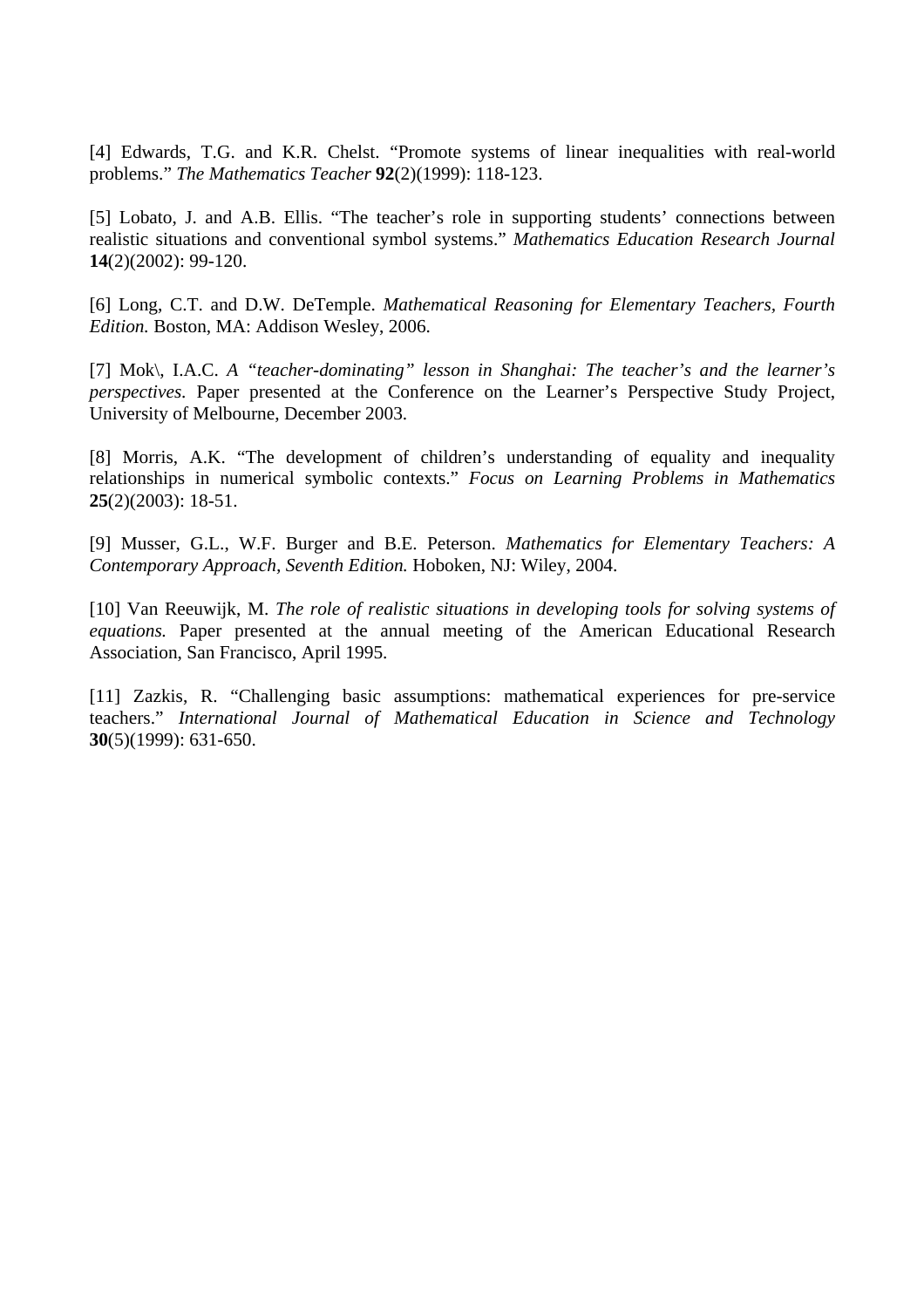[4] Edwards, T.G. and K.R. Chelst. "Promote systems of linear inequalities with real-world problems." *The Mathematics Teacher* **92**(2)(1999): 118-123.

[5] Lobato, J. and A.B. Ellis. "The teacher's role in supporting students' connections between realistic situations and conventional symbol systems." *Mathematics Education Research Journal* **14**(2)(2002): 99-120.

[6] Long, C.T. and D.W. DeTemple. *Mathematical Reasoning for Elementary Teachers, Fourth Edition.* Boston, MA: Addison Wesley, 2006.

[7] Mok\, I.A.C. *A "teacher-dominating" lesson in Shanghai: The teacher's and the learner's perspectives.* Paper presented at the Conference on the Learner's Perspective Study Project, University of Melbourne, December 2003.

[8] Morris, A.K. "The development of children's understanding of equality and inequality relationships in numerical symbolic contexts." *Focus on Learning Problems in Mathematics* **25**(2)(2003): 18-51.

[9] Musser, G.L., W.F. Burger and B.E. Peterson. *Mathematics for Elementary Teachers: A Contemporary Approach, Seventh Edition.* Hoboken, NJ: Wiley, 2004.

[10] Van Reeuwijk, M. *The role of realistic situations in developing tools for solving systems of equations.* Paper presented at the annual meeting of the American Educational Research Association, San Francisco, April 1995.

[11] Zazkis, R. "Challenging basic assumptions: mathematical experiences for pre-service teachers." *International Journal of Mathematical Education in Science and Technology* **30**(5)(1999): 631-650.